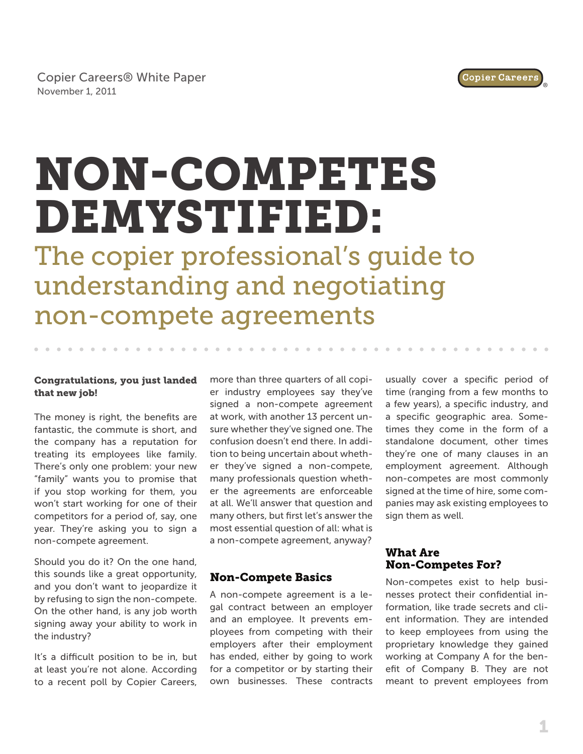Copier Careers® White Paper
November 1, 2011

# NON-COMPETES DEMYSTIFIED:

## The copier professional's guide to understanding and negotiating non-compete agreements

**Congratulations, you just landed that new job!**

The money is right, the benefits are fantastic, the commute is short, and the company has a reputation for treating its employees like family. There's only one problem: your new "family" wants you to promise that if you stop working for them, you won't start working for one of their competitors for a period of, say, one year. They're asking you to sign a non-compete agreement.

Should you do it? On the one hand, this sounds like a great opportunity, and you don't want to jeopardize it by refusing to sign the non-compete. On the other hand, is any job worth signing away your ability to work in the industry?

It's a difficult position to be in, but at least you're not alone. According to a recent poll by Copier Careers, more than three quarters of all copier industry employees say they've signed a non-compete agreement at work, with another 13 percent unsure whether they've signed one. The confusion doesn't end there. In addition to being uncertain about whether they've signed a non-compete, many professionals question whether the agreements are enforceable at all. We'll answer that question and many others, but first let's answer the most essential question of all: what is a non-compete agreement, anyway?

### Non-Compete Basics

A non-compete agreement is a legal contract between an employer and an employee. It prevents employees from competing with their employers after their employment has ended, either by going to work for a competitor or by starting their own businesses. These contracts usually cover a specific period of time (ranging from a few months to a few years), a specific industry, and a specific geographic area. Sometimes they come in the form of a standalone document, other times they're one of many clauses in an employment agreement. Although non-competes are most commonly signed at the time of hire, some companies may ask existing employees to sign them as well.

### What Are Non-Competes For?

Non-competes exist to help businesses protect their confidential information, like trade secrets and client information. They are intended to keep employees from using the proprietary knowledge they gained working at Company A for the benefit of Company B. They are not meant to prevent employees from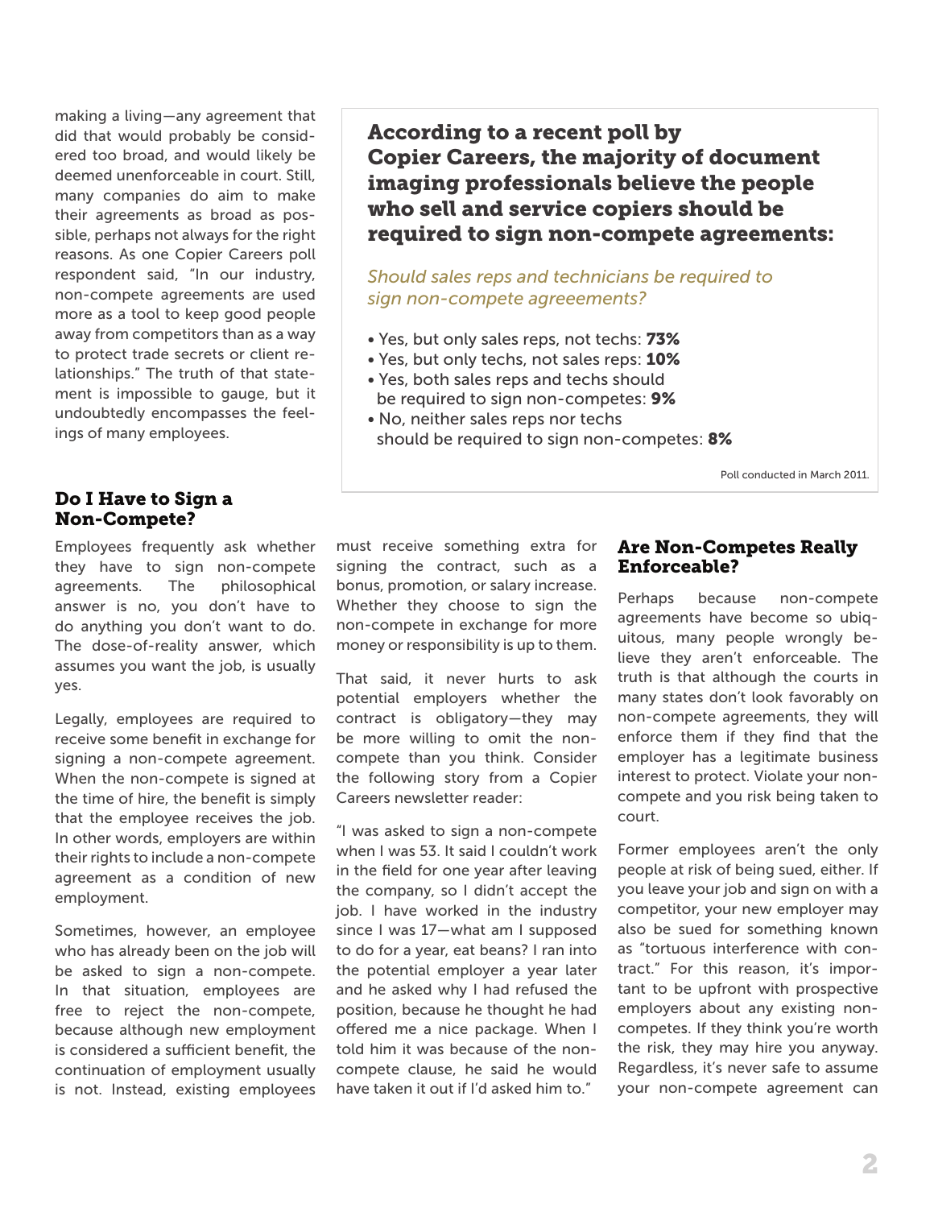making a living—any agreement that did that would probably be considered too broad, and would likely be deemed unenforceable in court. Still, many companies do aim to make their agreements as broad as possible, perhaps not always for the right reasons. As one Copier Careers poll respondent said, "In our industry, non-compete agreements are used more as a tool to keep good people away from competitors than as a way to protect trade secrets or client relationships." The truth of that statement is impossible to gauge, but it undoubtedly encompasses the feelings of many employees.

**According to a recent poll by Copier Careers, the majority of document imaging professionals believe the people who sell and service copiers should be required to sign non-compete agreements:**

*Should sales reps and technicians be required to sign non-compete agreeements?*

- Yes, but only sales reps, not techs: **73%**
- Yes, but only techs, not sales reps: **10%**
- Yes, both sales reps and techs should be required to sign non-competes: **9%**
- No, neither sales reps nor techs should be required to sign non-competes: **8%**

Poll conducted in March 2011.

## Do I Have to Sign a Non-Compete?

Employees frequently ask whether they have to sign non-compete agreements. The philosophical answer is no, you don't have to do anything you don't want to do. The dose-of-reality answer, which assumes you want the job, is usually yes.

Legally, employees are required to receive some benefit in exchange for signing a non-compete agreement. When the non-compete is signed at the time of hire, the benefit is simply that the employee receives the job. In other words, employers are within their rights to include a non-compete agreement as a condition of new employment.

Sometimes, however, an employee who has already been on the job will be asked to sign a non-compete. In that situation, employees are free to reject the non-compete, because although new employment is considered a sufficient benefit, the continuation of employment usually is not. Instead, existing employees must receive something extra for signing the contract, such as a bonus, promotion, or salary increase. Whether they choose to sign the non-compete in exchange for more money or responsibility is up to them.

That said, it never hurts to ask potential employers whether the contract is obligatory—they may be more willing to omit the non-compete than you think. Consider the following story from a Copier Careers newsletter reader:

"I was asked to sign a non-compete when I was 53. It said I couldn't work in the field for one year after leaving the company, so I didn't accept the job. I have worked in the industry since I was 17—what am I supposed to do for a year, eat beans? I ran into the potential employer a year later and he asked why I had refused the position, because he thought he had offered me a nice package. When I told him it was because of the non-compete clause, he said he would have taken it out if I'd asked him to."

## Are Non-Competes Really Enforceable?

Perhaps because non-compete agreements have become so ubiquitous, many people wrongly believe they aren't enforceable. The truth is that although the courts in many states don't look favorably on non-compete agreements, they will enforce them if they find that the employer has a legitimate business interest to protect. Violate your non-compete and you risk being taken to court.

Former employees aren't the only people at risk of being sued, either. If you leave your job and sign on with a competitor, your new employer may also be sued for something known as "tortuous interference with contract." For this reason, it's important to be upfront with prospective employers about any existing non-competes. If they think you're worth the risk, they may hire you anyway. Regardless, it's never safe to assume your non-compete agreement can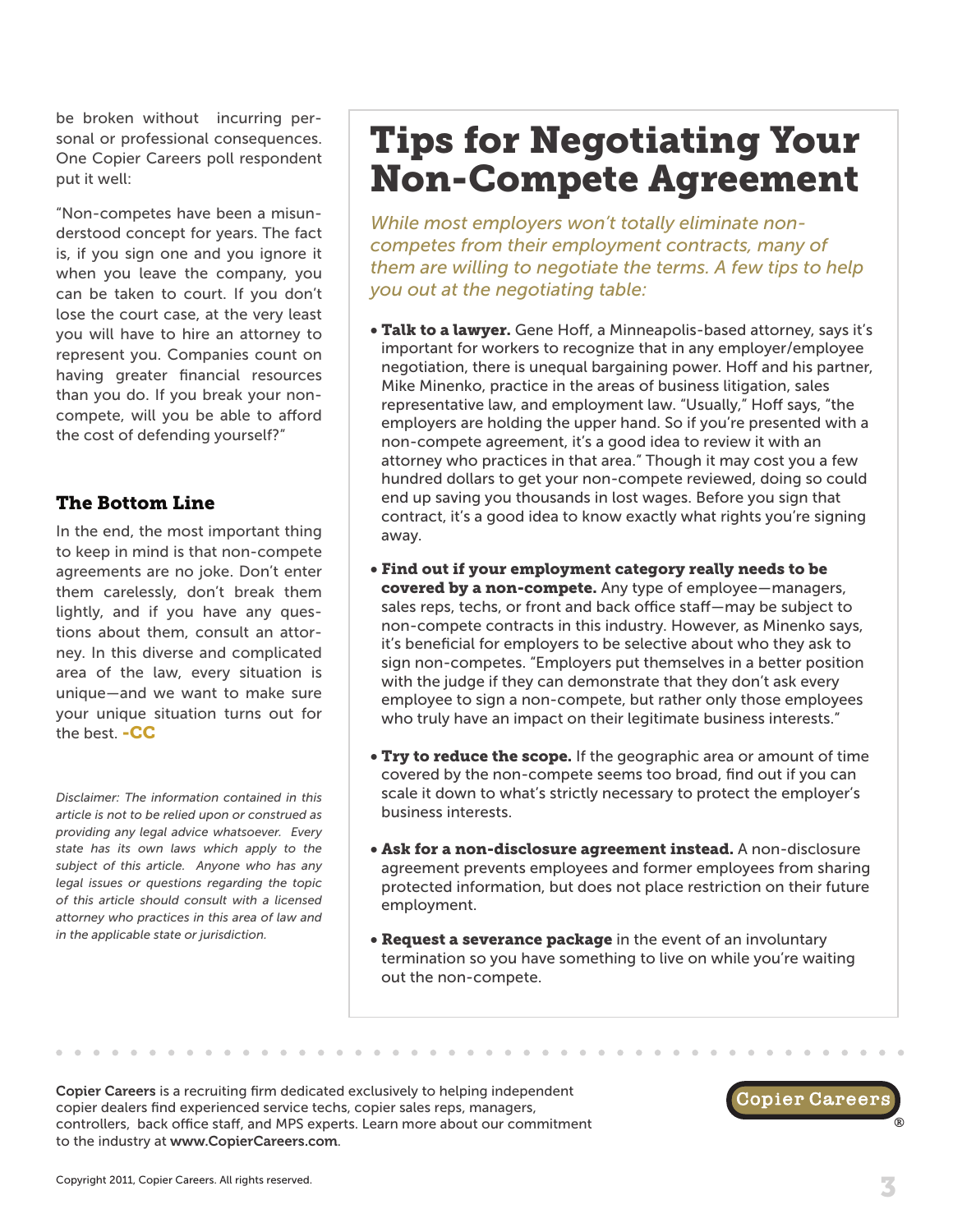be broken without incurring personal or professional consequences. One Copier Careers poll respondent put it well:

"Non-competes have been a misunderstood concept for years. The fact is, if you sign one and you ignore it when you leave the company, you can be taken to court. If you don't lose the court case, at the very least you will have to hire an attorney to represent you. Companies count on having greater financial resources than you do. If you break your non-compete, will you be able to afford the cost of defending yourself?"

## The Bottom Line

In the end, the most important thing to keep in mind is that non-compete agreements are no joke. Don't enter them carelessly, don't break them lightly, and if you have any questions about them, consult an attorney. In this diverse and complicated area of the law, every situation is unique—and we want to make sure your unique situation turns out for the best. **-CC**

*Disclaimer: The information contained in this article is not to be relied upon or construed as providing any legal advice whatsoever. Every state has its own laws which apply to the subject of this article. Anyone who has any legal issues or questions regarding the topic of this article should consult with a licensed attorney who practices in this area of law and in the applicable state or jurisdiction.*

# Tips for Negotiating Your Non-Compete Agreement

*While most employers won't totally eliminate non-competes from their employment contracts, many of them are willing to negotiate the terms. A few tips to help you out at the negotiating table:*

- **Talk to a lawyer.** Gene Hoff, a Minneapolis-based attorney, says it's important for workers to recognize that in any employer/employee negotiation, there is unequal bargaining power. Hoff and his partner, Mike Minenko, practice in the areas of business litigation, sales representative law, and employment law. "Usually," Hoff says, "the employers are holding the upper hand. So if you're presented with a non-compete agreement, it's a good idea to review it with an attorney who practices in that area." Though it may cost you a few hundred dollars to get your non-compete reviewed, doing so could end up saving you thousands in lost wages. Before you sign that contract, it's a good idea to know exactly what rights you're signing away.
- **Find out if your employment category really needs to be covered by a non-compete.** Any type of employee—managers, sales reps, techs, or front and back office staff—may be subject to non-compete contracts in this industry. However, as Minenko says, it's beneficial for employers to be selective about who they ask to sign non-competes. "Employers put themselves in a better position with the judge if they can demonstrate that they don't ask every employee to sign a non-compete, but rather only those employees who truly have an impact on their legitimate business interests."
- **Try to reduce the scope.** If the geographic area or amount of time covered by the non-compete seems too broad, find out if you can scale it down to what's strictly necessary to protect the employer's business interests.
- **Ask for a non-disclosure agreement instead.** A non-disclosure agreement prevents employees and former employees from sharing protected information, but does not place restriction on their future employment.
- **Request a severance package** in the event of an involuntary termination so you have something to live on while you're waiting out the non-compete.

**Copier Careers** is a recruiting firm dedicated exclusively to helping independent copier dealers find experienced service techs, copier sales reps, managers, controllers, back office staff, and MPS experts. Learn more about our commitment to the industry at **www.CopierCareers.com**.

Copier Careers®

Copyright 2011, Copier Careers. All rights reserved.